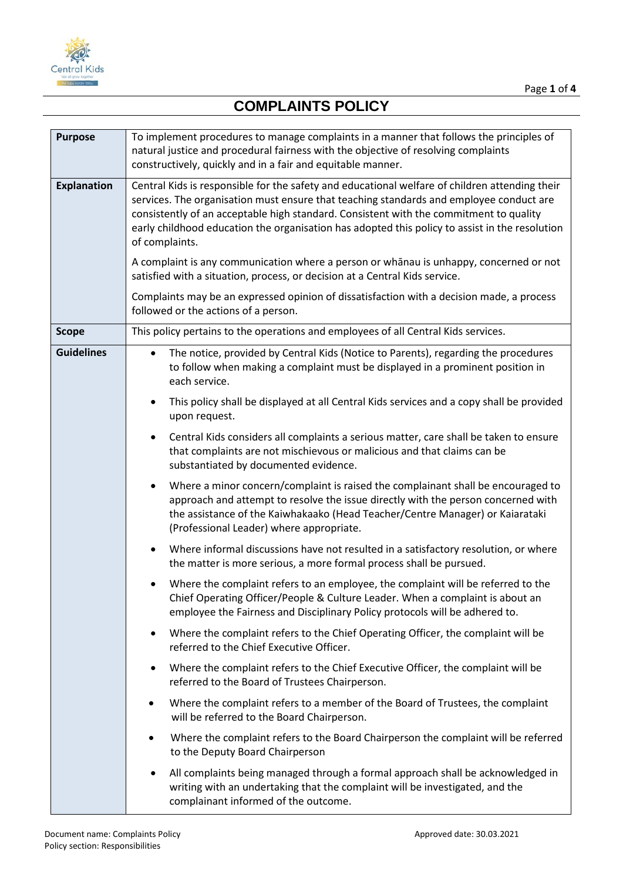# COMPLAINTS POLICY

| | |
|---|---|
| **Purpose** | To implement procedures to manage complaints in a manner that follows the principles of natural justice and procedural fairness with the objective of resolving complaints constructively, quickly and in a fair and equitable manner. |
| **Explanation** | Central Kids is responsible for the safety and educational welfare of children attending their services. The organisation must ensure that teaching standards and employee conduct are consistently of an acceptable high standard. Consistent with the commitment to quality early childhood education the organisation has adopted this policy to assist in the resolution of complaints.<br><br>A complaint is any communication where a person or whānau is unhappy, concerned or not satisfied with a situation, process, or decision at a Central Kids service.<br><br>Complaints may be an expressed opinion of dissatisfaction with a decision made, a process followed or the actions of a person. |
| **Scope** | This policy pertains to the operations and employees of all Central Kids services. |
| **Guidelines** | • The notice, provided by Central Kids (Notice to Parents), regarding the procedures to follow when making a complaint must be displayed in a prominent position in each service.<br><br>• This policy shall be displayed at all Central Kids services and a copy shall be provided upon request.<br><br>• Central Kids considers all complaints a serious matter, care shall be taken to ensure that complaints are not mischievous or malicious and that claims can be substantiated by documented evidence.<br><br>• Where a minor concern/complaint is raised the complainant shall be encouraged to approach and attempt to resolve the issue directly with the person concerned with the assistance of the Kaiwhakaako (Head Teacher/Centre Manager) or Kaiarataki (Professional Leader) where appropriate.<br><br>• Where informal discussions have not resulted in a satisfactory resolution, or where the matter is more serious, a more formal process shall be pursued.<br><br>• Where the complaint refers to an employee, the complaint will be referred to the Chief Operating Officer/People & Culture Leader. When a complaint is about an employee the Fairness and Disciplinary Policy protocols will be adhered to.<br><br>• Where the complaint refers to the Chief Operating Officer, the complaint will be referred to the Chief Executive Officer.<br><br>• Where the complaint refers to the Chief Executive Officer, the complaint will be referred to the Board of Trustees Chairperson.<br><br>• Where the complaint refers to a member of the Board of Trustees, the complaint will be referred to the Board Chairperson.<br><br>• Where the complaint refers to the Board Chairperson the complaint will be referred to the Deputy Board Chairperson<br><br>• All complaints being managed through a formal approach shall be acknowledged in writing with an undertaking that the complaint will be investigated, and the complainant informed of the outcome. |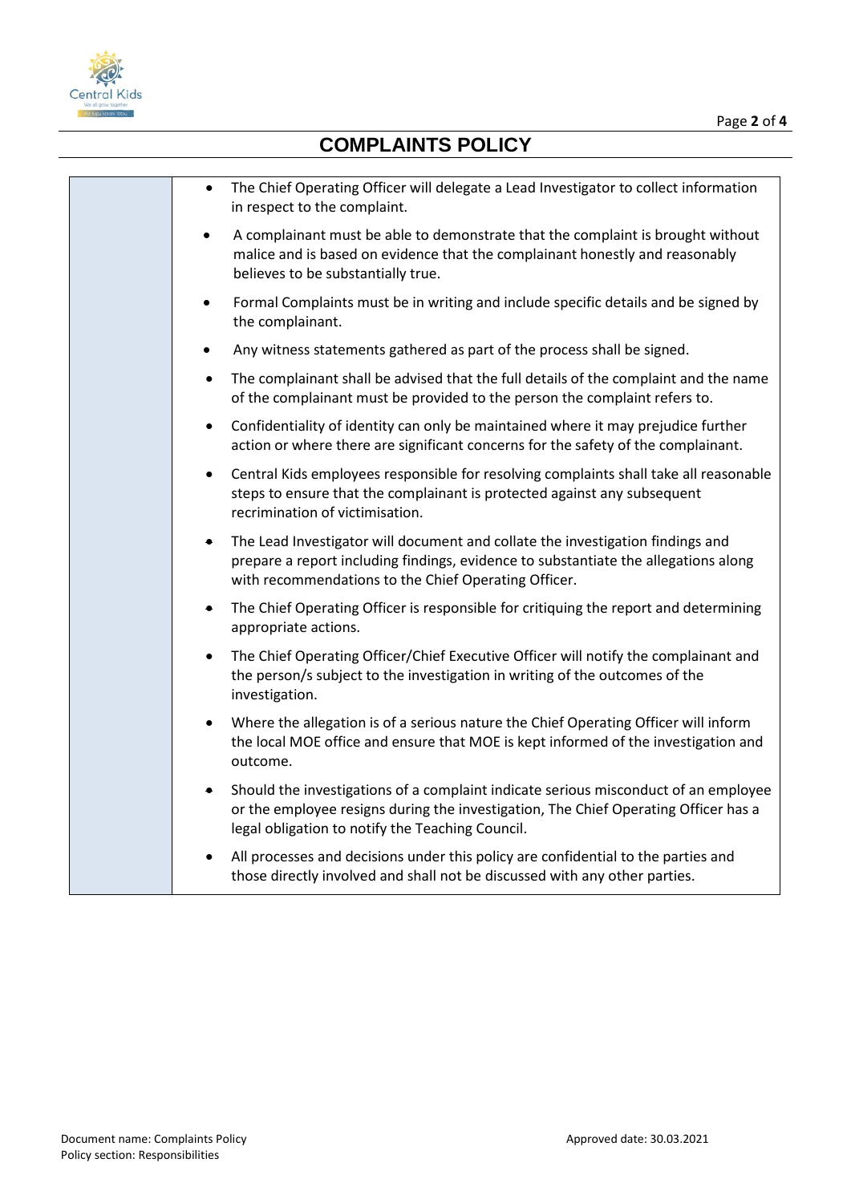# COMPLAINTS POLICY

- The Chief Operating Officer will delegate a Lead Investigator to collect information in respect to the complaint.
- A complainant must be able to demonstrate that the complaint is brought without malice and is based on evidence that the complainant honestly and reasonably believes to be substantially true.
- Formal Complaints must be in writing and include specific details and be signed by the complainant.
- Any witness statements gathered as part of the process shall be signed.
- The complainant shall be advised that the full details of the complaint and the name of the complainant must be provided to the person the complaint refers to.
- Confidentiality of identity can only be maintained where it may prejudice further action or where there are significant concerns for the safety of the complainant.
- Central Kids employees responsible for resolving complaints shall take all reasonable steps to ensure that the complainant is protected against any subsequent recrimination of victimisation.
- The Lead Investigator will document and collate the investigation findings and prepare a report including findings, evidence to substantiate the allegations along with recommendations to the Chief Operating Officer.
- The Chief Operating Officer is responsible for critiquing the report and determining appropriate actions.
- The Chief Operating Officer/Chief Executive Officer will notify the complainant and the person/s subject to the investigation in writing of the outcomes of the investigation.
- Where the allegation is of a serious nature the Chief Operating Officer will inform the local MOE office and ensure that MOE is kept informed of the investigation and outcome.
- Should the investigations of a complaint indicate serious misconduct of an employee or the employee resigns during the investigation, The Chief Operating Officer has a legal obligation to notify the Teaching Council.
- All processes and decisions under this policy are confidential to the parties and those directly involved and shall not be discussed with any other parties.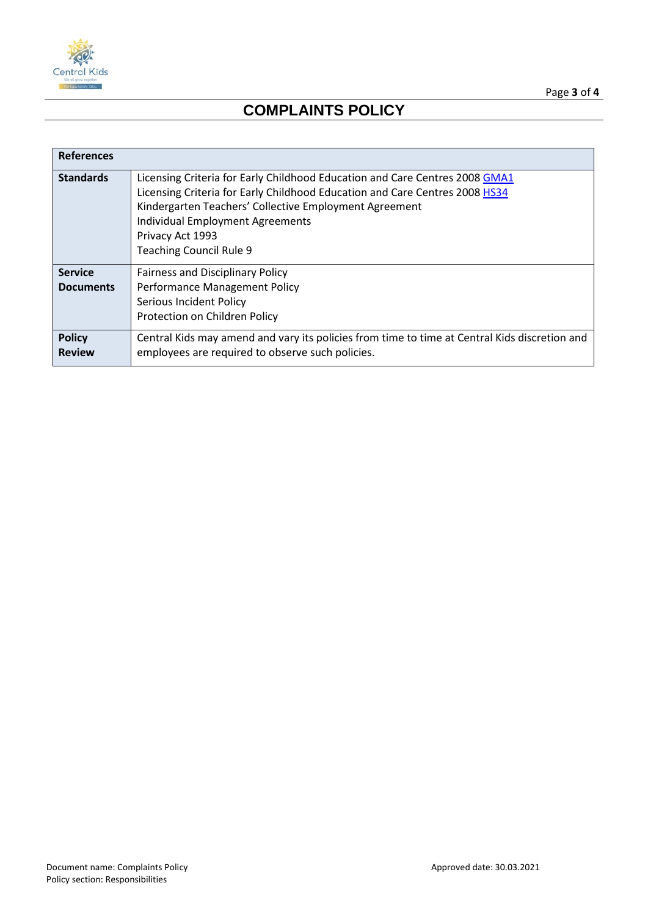| References | |
|---|---|
| **Standards** | Licensing Criteria for Early Childhood Education and Care Centres 2008 GMA1<br>Licensing Criteria for Early Childhood Education and Care Centres 2008 HS34<br>Kindergarten Teachers' Collective Employment Agreement<br>Individual Employment Agreements<br>Privacy Act 1993<br>Teaching Council Rule 9 |
| **Service Documents** | Fairness and Disciplinary Policy<br>Performance Management Policy<br>Serious Incident Policy<br>Protection on Children Policy |
| **Policy Review** | Central Kids may amend and vary its policies from time to time at Central Kids discretion and employees are required to observe such policies. |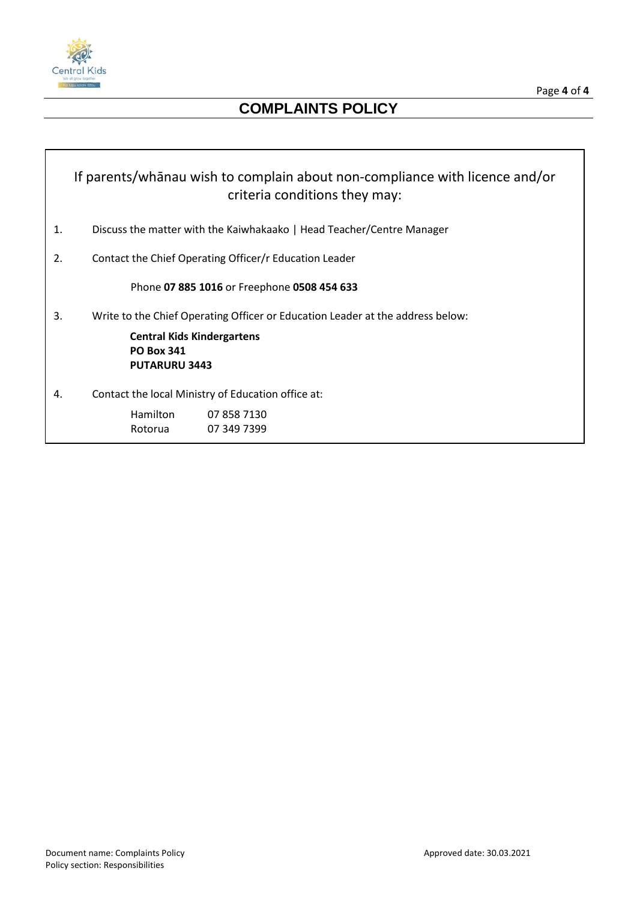If parents/whānau wish to complain about non-compliance with licence and/or criteria conditions they may:

1. Discuss the matter with the Kaiwhakaako | Head Teacher/Centre Manager

2. Contact the Chief Operating Officer/r Education Leader

   Phone **07 885 1016** or Freephone **0508 454 633**

3. Write to the Chief Operating Officer or Education Leader at the address below:

   **Central Kids Kindergartens**
   **PO Box 341**
   **PUTARURU 3443**

4. Contact the local Ministry of Education office at:

   Hamilton 07 858 7130
   Rotorua 07 349 7399